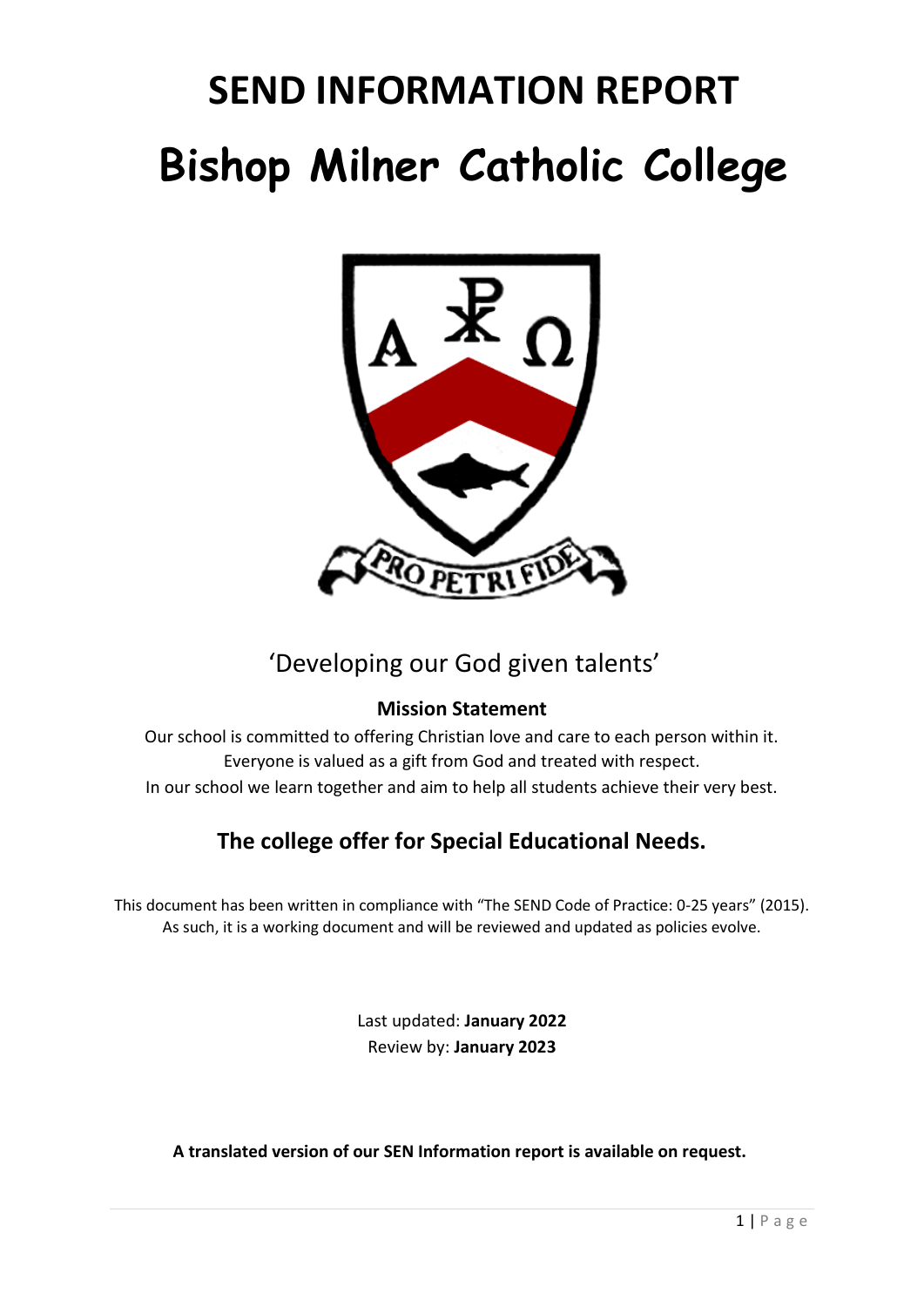# SEND INFORMATION REPORT

# Bishop Milner Catholic College

‘Developing our God given talents’

**Mission Statement**

Our school is committed to offering Christian love and care to each person within it.
Everyone is valued as a gift from God and treated with respect.
In our school we learn together and aim to help all students achieve their very best.

## The college offer for Special Educational Needs.

This document has been written in compliance with “The SEND Code of Practice: 0-25 years” (2015).
As such, it is a working document and will be reviewed and updated as policies evolve.

Last updated: **January 2022**
Review by: **January 2023**

**A translated version of our SEN Information report is available on request.**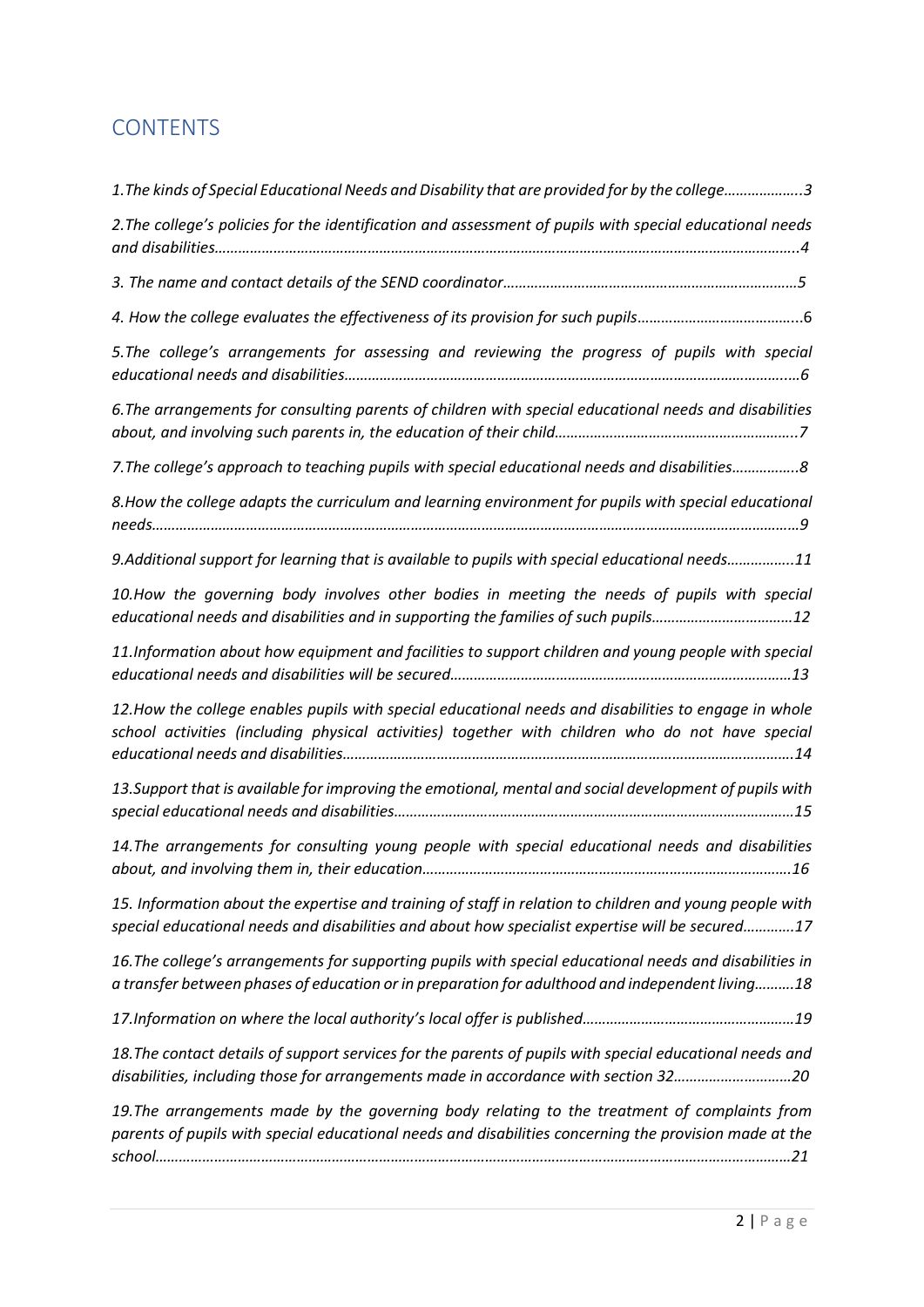# CONTENTS

*1.The kinds of Special Educational Needs and Disability that are provided for by the college……………….3*

*2.The college's policies for the identification and assessment of pupils with special educational needs and disabilities………………………………………………………………………………………………………………………..4*

*3. The name and contact details of the SEND coordinator…………………………………………………………………5*

*4. How the college evaluates the effectiveness of its provision for such pupils…………………………………..*6

*5.The college's arrangements for assessing and reviewing the progress of pupils with special educational needs and disabilities……………………………………………………………………………………………………...6*

*6.The arrangements for consulting parents of children with special educational needs and disabilities about, and involving such parents in, the education of their child……………………………………………………..7*

*7.The college's approach to teaching pupils with special educational needs and disabilities……………..8*

*8.How the college adapts the curriculum and learning environment for pupils with special educational needs………………………………………………………………………………………………………………………………………9*

*9.Additional support for learning that is available to pupils with special educational needs……………..11*

*10.How the governing body involves other bodies in meeting the needs of pupils with special educational needs and disabilities and in supporting the families of such pupils………………………………12*

*11.Information about how equipment and facilities to support children and young people with special educational needs and disabilities will be secured…………………………………………………………………………13*

*12.How the college enables pupils with special educational needs and disabilities to engage in whole school activities (including physical activities) together with children who do not have special educational needs and disabilities…………………………………………………………………………………………………….14*

*13.Support that is available for improving the emotional, mental and social development of pupils with special educational needs and disabilities………………………………………………………………………………………15*

*14.The arrangements for consulting young people with special educational needs and disabilities about, and involving them in, their education………………………………………………………………………………….16*

*15. Information about the expertise and training of staff in relation to children and young people with special educational needs and disabilities and about how specialist expertise will be secured………….17*

*16.The college's arrangements for supporting pupils with special educational needs and disabilities in a transfer between phases of education or in preparation for adulthood and independent living……….18*

*17.Information on where the local authority's local offer is published………………………………………………19*

*18.The contact details of support services for the parents of pupils with special educational needs and disabilities, including those for arrangements made in accordance with section 32…………………………20*

*19.The arrangements made by the governing body relating to the treatment of complaints from parents of pupils with special educational needs and disabilities concerning the provision made at the school…………………………………………………………………………………………………………………………………………21*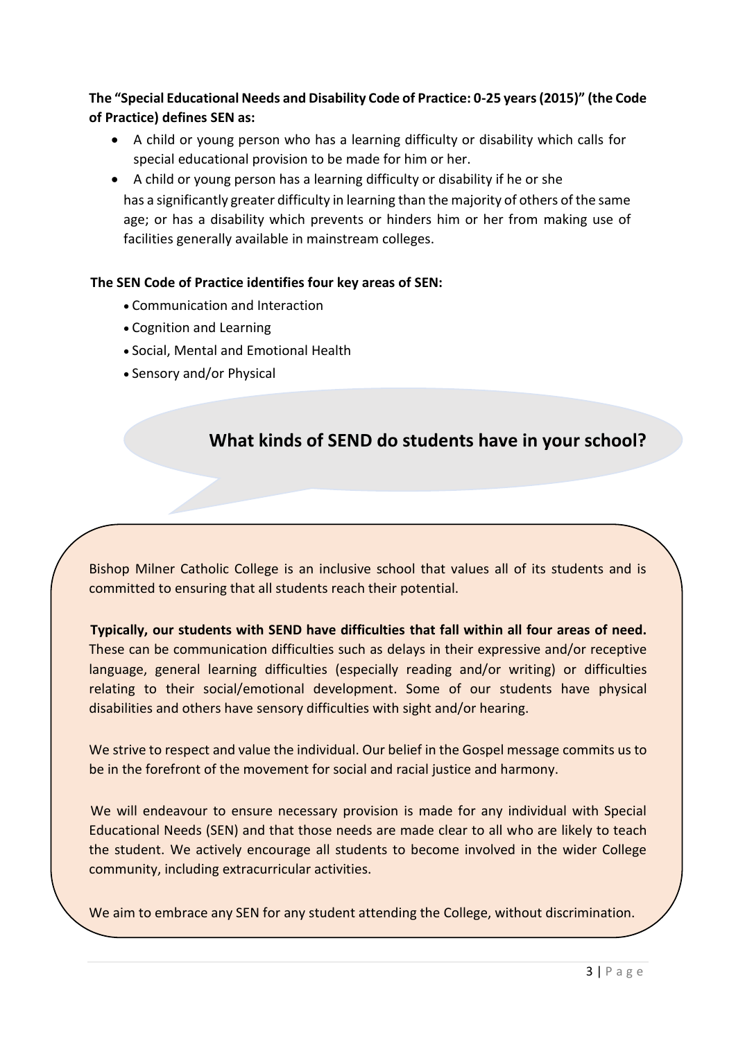**The "Special Educational Needs and Disability Code of Practice: 0-25 years (2015)" (the Code of Practice) defines SEN as:**

- A child or young person who has a learning difficulty or disability which calls for special educational provision to be made for him or her.
- A child or young person has a learning difficulty or disability if he or she has a significantly greater difficulty in learning than the majority of others of the same age; or has a disability which prevents or hinders him or her from making use of facilities generally available in mainstream colleges.

**The SEN Code of Practice identifies four key areas of SEN:**

- Communication and Interaction
- Cognition and Learning
- Social, Mental and Emotional Health
- Sensory and/or Physical

## What kinds of SEND do students have in your school?

Bishop Milner Catholic College is an inclusive school that values all of its students and is committed to ensuring that all students reach their potential.

**Typically, our students with SEND have difficulties that fall within all four areas of need.** These can be communication difficulties such as delays in their expressive and/or receptive language, general learning difficulties (especially reading and/or writing) or difficulties relating to their social/emotional development. Some of our students have physical disabilities and others have sensory difficulties with sight and/or hearing.

We strive to respect and value the individual. Our belief in the Gospel message commits us to be in the forefront of the movement for social and racial justice and harmony.

We will endeavour to ensure necessary provision is made for any individual with Special Educational Needs (SEN) and that those needs are made clear to all who are likely to teach the student. We actively encourage all students to become involved in the wider College community, including extracurricular activities.

We aim to embrace any SEN for any student attending the College, without discrimination.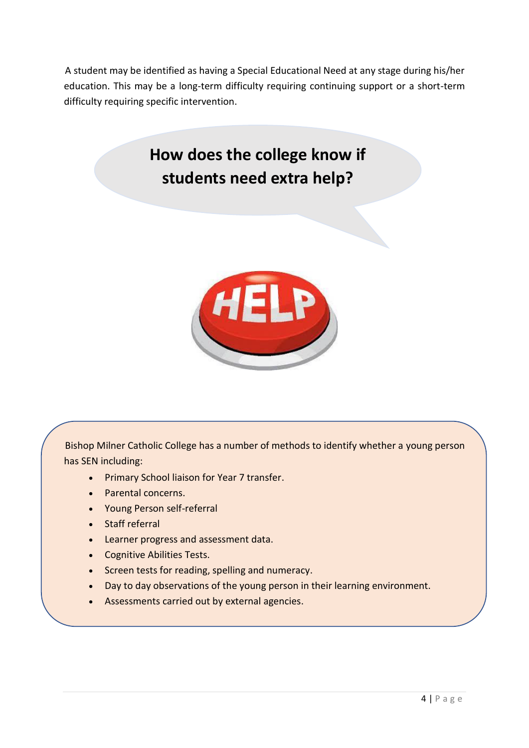A student may be identified as having a Special Educational Need at any stage during his/her education. This may be a long-term difficulty requiring continuing support or a short-term difficulty requiring specific intervention.

## How does the college know if students need extra help?

Bishop Milner Catholic College has a number of methods to identify whether a young person has SEN including:

- Primary School liaison for Year 7 transfer.
- Parental concerns.
- Young Person self-referral
- Staff referral
- Learner progress and assessment data.
- Cognitive Abilities Tests.
- Screen tests for reading, spelling and numeracy.
- Day to day observations of the young person in their learning environment.
- Assessments carried out by external agencies.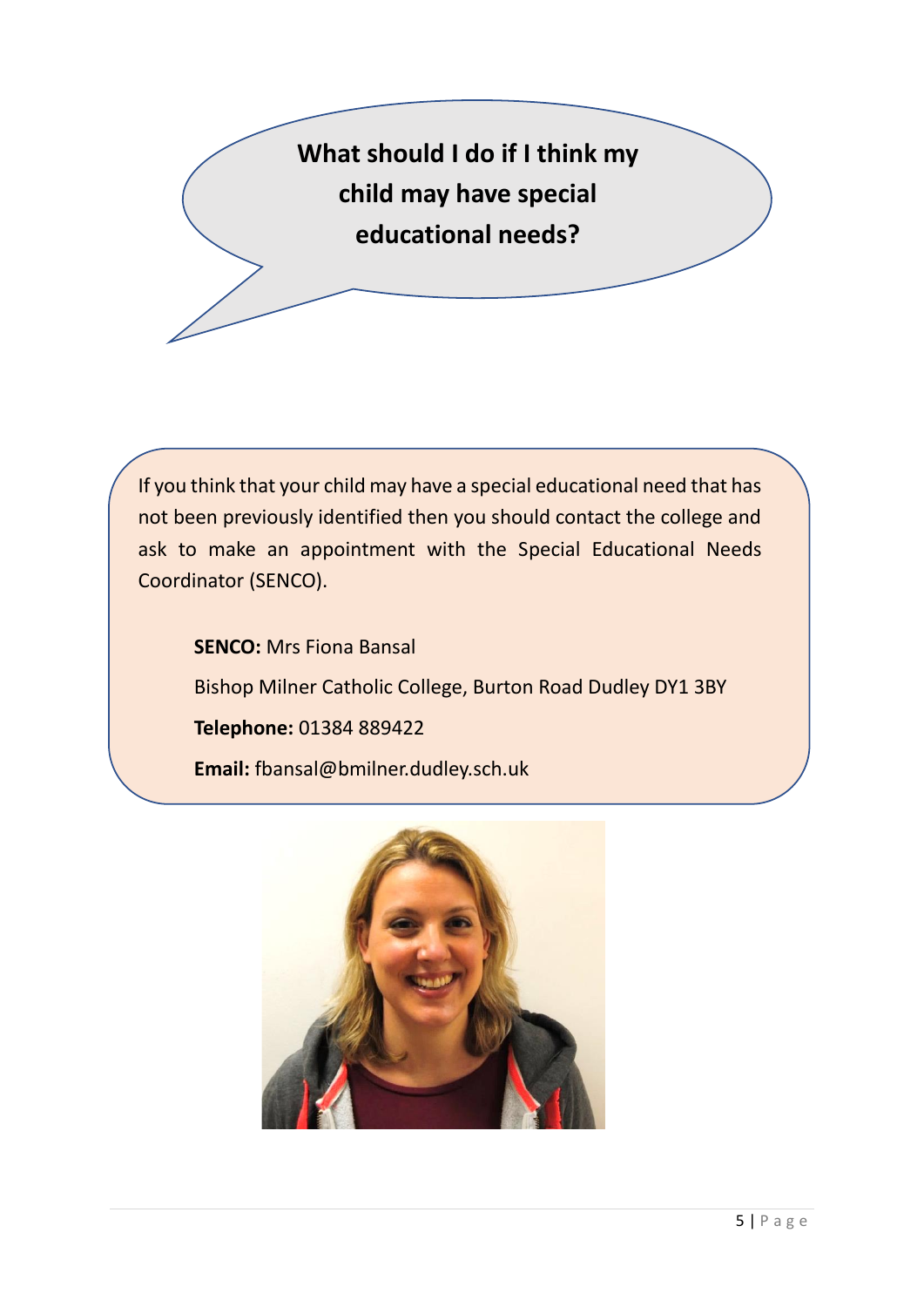## What should I do if I think my child may have special educational needs?

If you think that your child may have a special educational need that has not been previously identified then you should contact the college and ask to make an appointment with the Special Educational Needs Coordinator (SENCO).

**SENCO:** Mrs Fiona Bansal

Bishop Milner Catholic College, Burton Road Dudley DY1 3BY

**Telephone:** 01384 889422

**Email:** fbansal@bmilner.dudley.sch.uk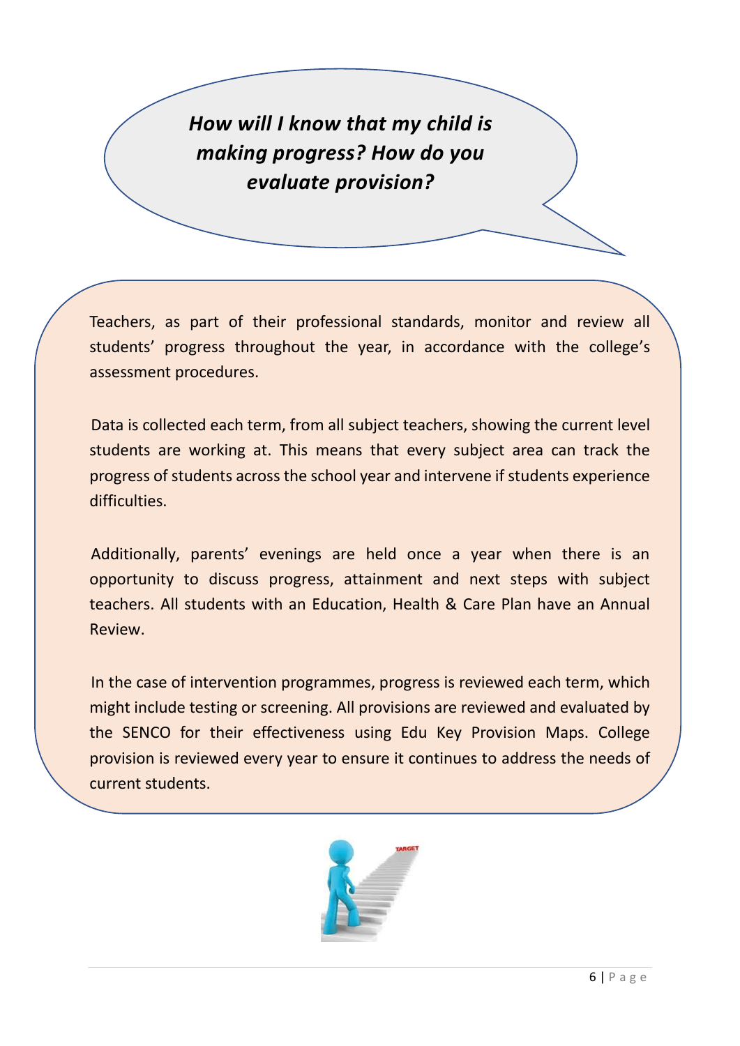## *How will I know that my child is making progress? How do you evaluate provision?*

Teachers, as part of their professional standards, monitor and review all students' progress throughout the year, in accordance with the college's assessment procedures.

Data is collected each term, from all subject teachers, showing the current level students are working at. This means that every subject area can track the progress of students across the school year and intervene if students experience difficulties.

Additionally, parents' evenings are held once a year when there is an opportunity to discuss progress, attainment and next steps with subject teachers. All students with an Education, Health & Care Plan have an Annual Review.

In the case of intervention programmes, progress is reviewed each term, which might include testing or screening. All provisions are reviewed and evaluated by the SENCO for their effectiveness using Edu Key Provision Maps. College provision is reviewed every year to ensure it continues to address the needs of current students.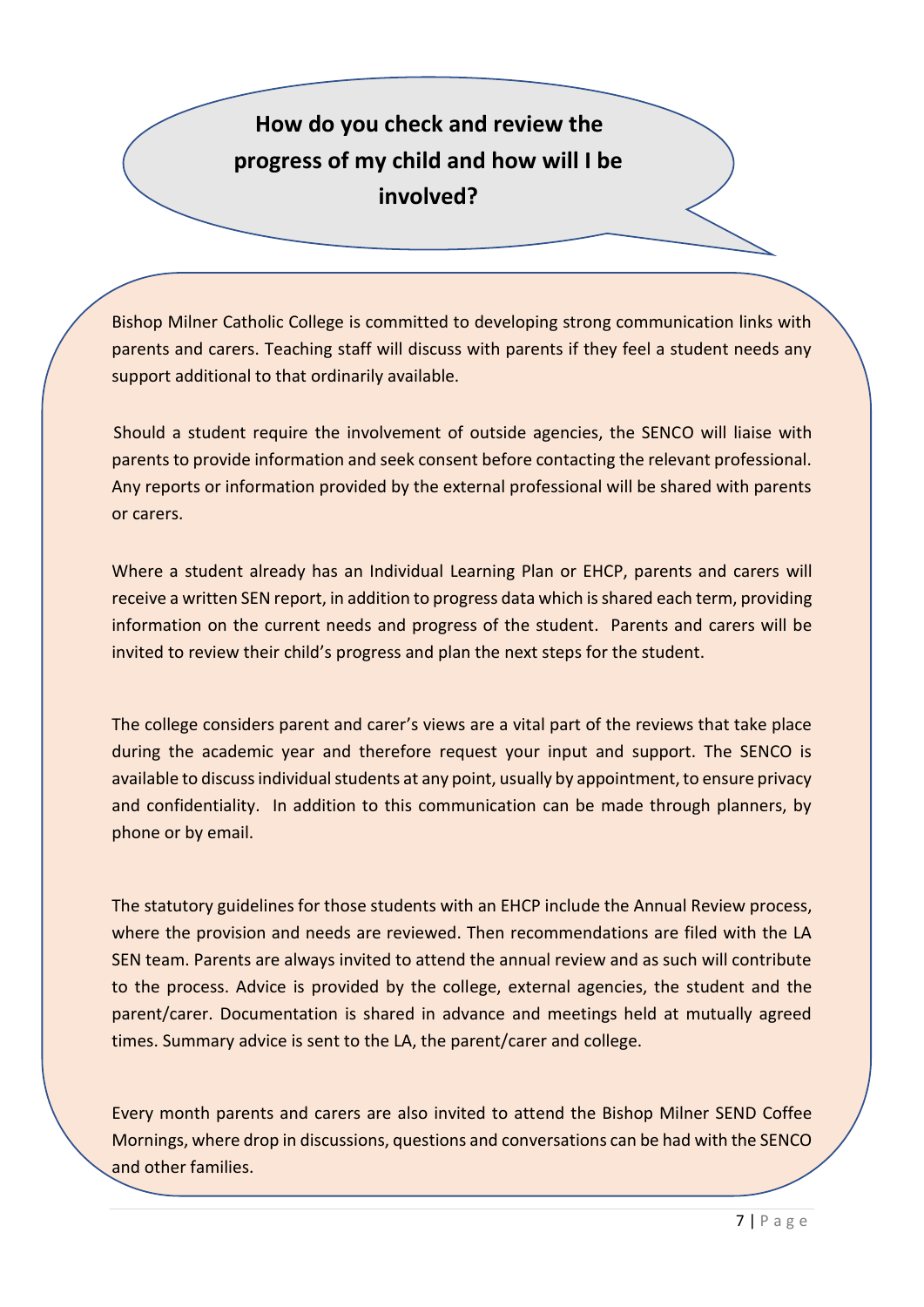## How do you check and review the progress of my child and how will I be involved?

Bishop Milner Catholic College is committed to developing strong communication links with parents and carers. Teaching staff will discuss with parents if they feel a student needs any support additional to that ordinarily available.

Should a student require the involvement of outside agencies, the SENCO will liaise with parents to provide information and seek consent before contacting the relevant professional. Any reports or information provided by the external professional will be shared with parents or carers.

Where a student already has an Individual Learning Plan or EHCP, parents and carers will receive a written SEN report, in addition to progress data which is shared each term, providing information on the current needs and progress of the student. Parents and carers will be invited to review their child's progress and plan the next steps for the student.

The college considers parent and carer's views are a vital part of the reviews that take place during the academic year and therefore request your input and support. The SENCO is available to discuss individual students at any point, usually by appointment, to ensure privacy and confidentiality. In addition to this communication can be made through planners, by phone or by email.

The statutory guidelines for those students with an EHCP include the Annual Review process, where the provision and needs are reviewed. Then recommendations are filed with the LA SEN team. Parents are always invited to attend the annual review and as such will contribute to the process. Advice is provided by the college, external agencies, the student and the parent/carer. Documentation is shared in advance and meetings held at mutually agreed times. Summary advice is sent to the LA, the parent/carer and college.

Every month parents and carers are also invited to attend the Bishop Milner SEND Coffee Mornings, where drop in discussions, questions and conversations can be had with the SENCO and other families.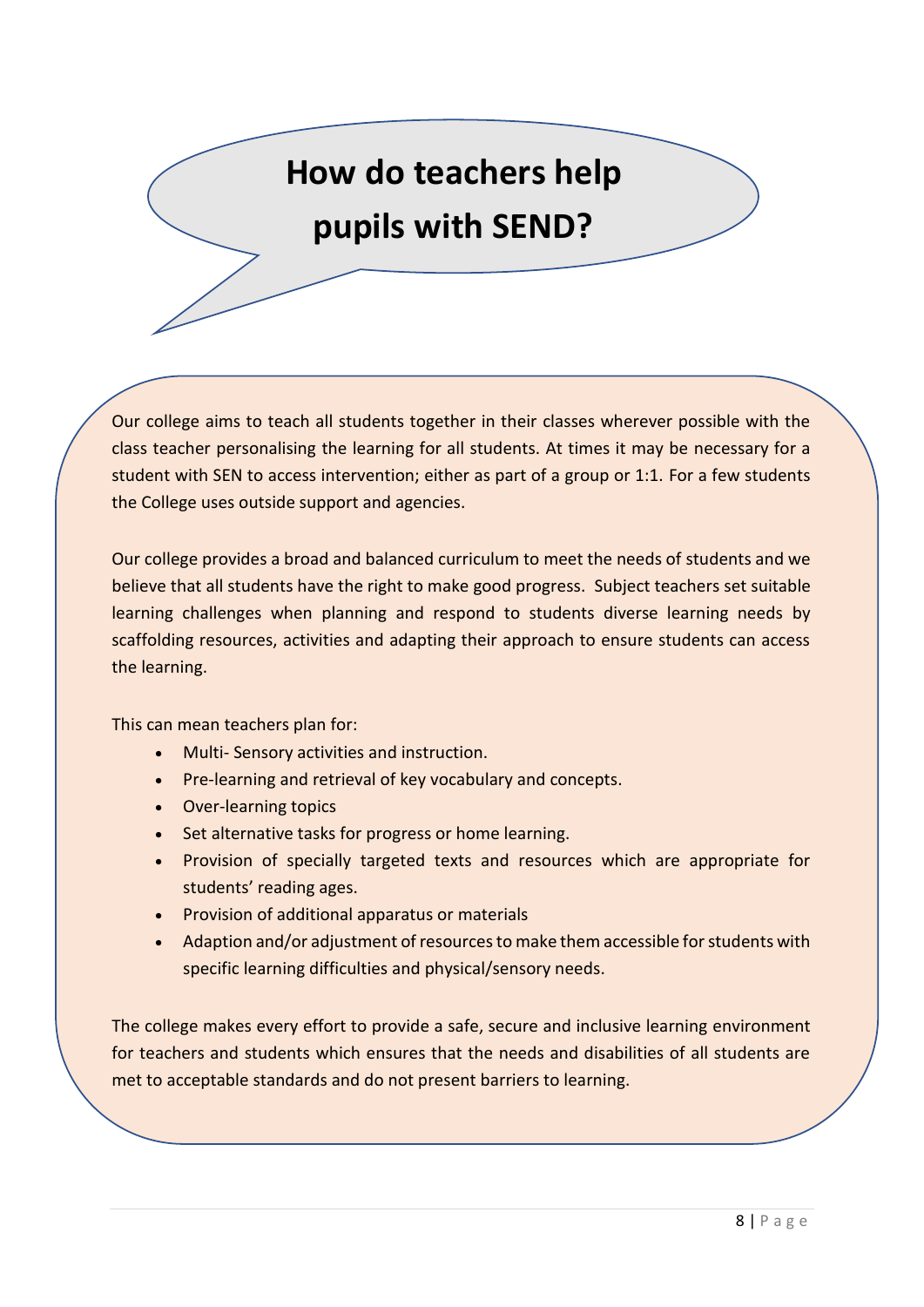# How do teachers help pupils with SEND?

Our college aims to teach all students together in their classes wherever possible with the class teacher personalising the learning for all students. At times it may be necessary for a student with SEN to access intervention; either as part of a group or 1:1. For a few students the College uses outside support and agencies.

Our college provides a broad and balanced curriculum to meet the needs of students and we believe that all students have the right to make good progress. Subject teachers set suitable learning challenges when planning and respond to students diverse learning needs by scaffolding resources, activities and adapting their approach to ensure students can access the learning.

This can mean teachers plan for:

- Multi- Sensory activities and instruction.
- Pre-learning and retrieval of key vocabulary and concepts.
- Over-learning topics
- Set alternative tasks for progress or home learning.
- Provision of specially targeted texts and resources which are appropriate for students' reading ages.
- Provision of additional apparatus or materials
- Adaption and/or adjustment of resources to make them accessible for students with specific learning difficulties and physical/sensory needs.

The college makes every effort to provide a safe, secure and inclusive learning environment for teachers and students which ensures that the needs and disabilities of all students are met to acceptable standards and do not present barriers to learning.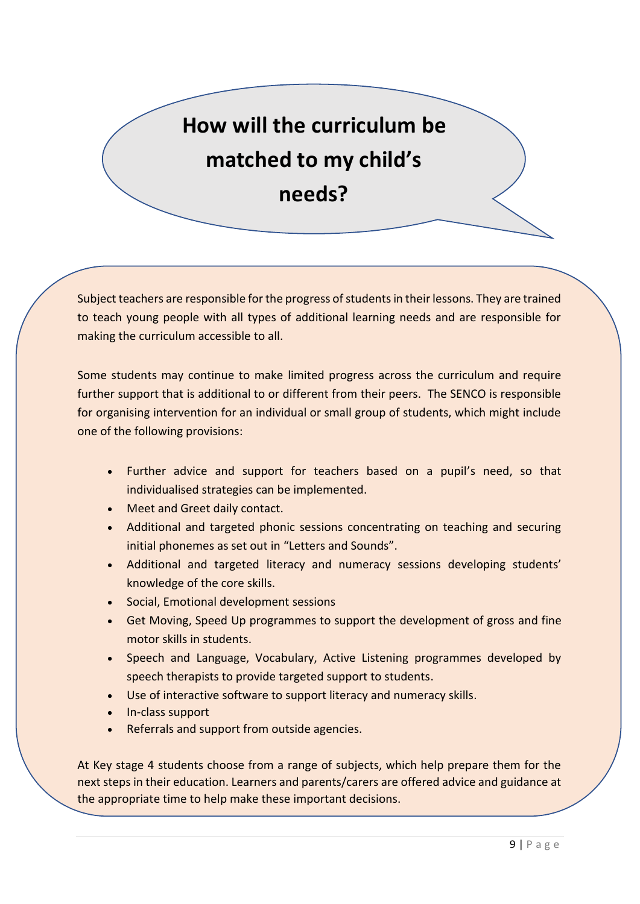# How will the curriculum be matched to my child's needs?

Subject teachers are responsible for the progress of students in their lessons. They are trained to teach young people with all types of additional learning needs and are responsible for making the curriculum accessible to all.

Some students may continue to make limited progress across the curriculum and require further support that is additional to or different from their peers. The SENCO is responsible for organising intervention for an individual or small group of students, which might include one of the following provisions:

- Further advice and support for teachers based on a pupil's need, so that individualised strategies can be implemented.
- Meet and Greet daily contact.
- Additional and targeted phonic sessions concentrating on teaching and securing initial phonemes as set out in "Letters and Sounds".
- Additional and targeted literacy and numeracy sessions developing students' knowledge of the core skills.
- Social, Emotional development sessions
- Get Moving, Speed Up programmes to support the development of gross and fine motor skills in students.
- Speech and Language, Vocabulary, Active Listening programmes developed by speech therapists to provide targeted support to students.
- Use of interactive software to support literacy and numeracy skills.
- In-class support
- Referrals and support from outside agencies.

At Key stage 4 students choose from a range of subjects, which help prepare them for the next steps in their education. Learners and parents/carers are offered advice and guidance at the appropriate time to help make these important decisions.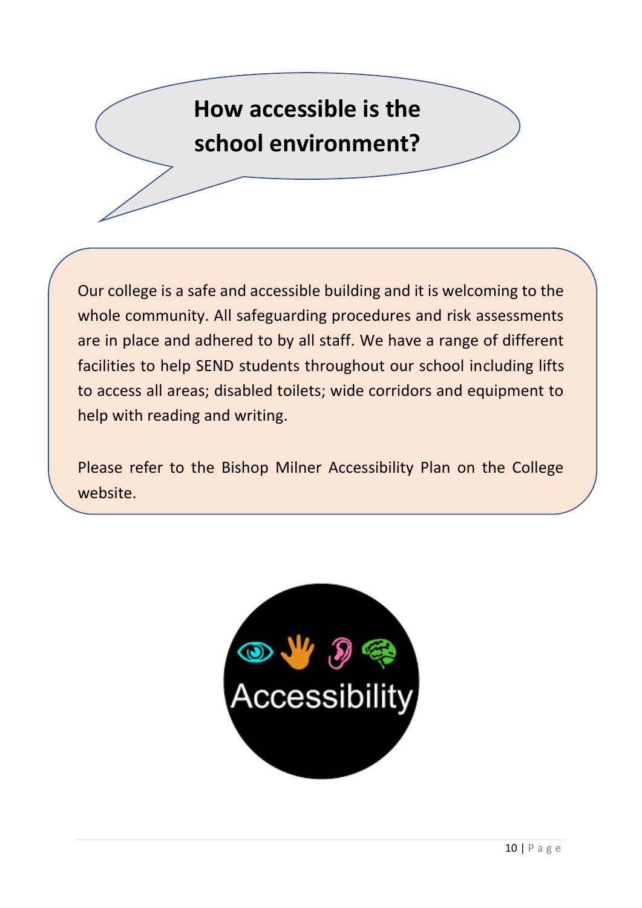## How accessible is the school environment?

Our college is a safe and accessible building and it is welcoming to the whole community. All safeguarding procedures and risk assessments are in place and adhered to by all staff. We have a range of different facilities to help SEND students throughout our school including lifts to access all areas; disabled toilets; wide corridors and equipment to help with reading and writing.

Please refer to the Bishop Milner Accessibility Plan on the College website.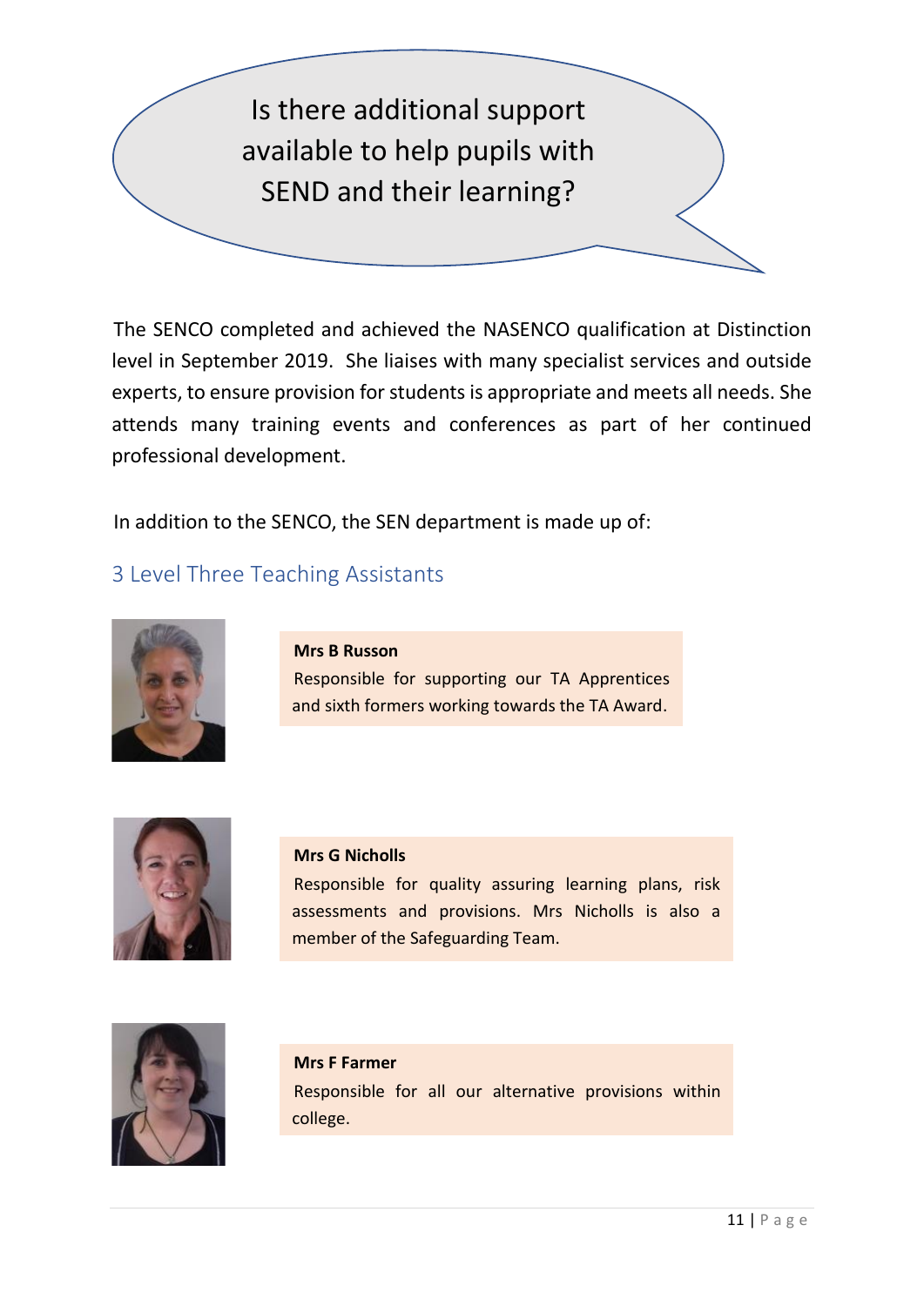## Is there additional support available to help pupils with SEND and their learning?

The SENCO completed and achieved the NASENCO qualification at Distinction level in September 2019. She liaises with many specialist services and outside experts, to ensure provision for students is appropriate and meets all needs. She attends many training events and conferences as part of her continued professional development.

In addition to the SENCO, the SEN department is made up of:

### 3 Level Three Teaching Assistants

**Mrs B Russon**
Responsible for supporting our TA Apprentices and sixth formers working towards the TA Award.

**Mrs G Nicholls**
Responsible for quality assuring learning plans, risk assessments and provisions. Mrs Nicholls is also a member of the Safeguarding Team.

**Mrs F Farmer**
Responsible for all our alternative provisions within college.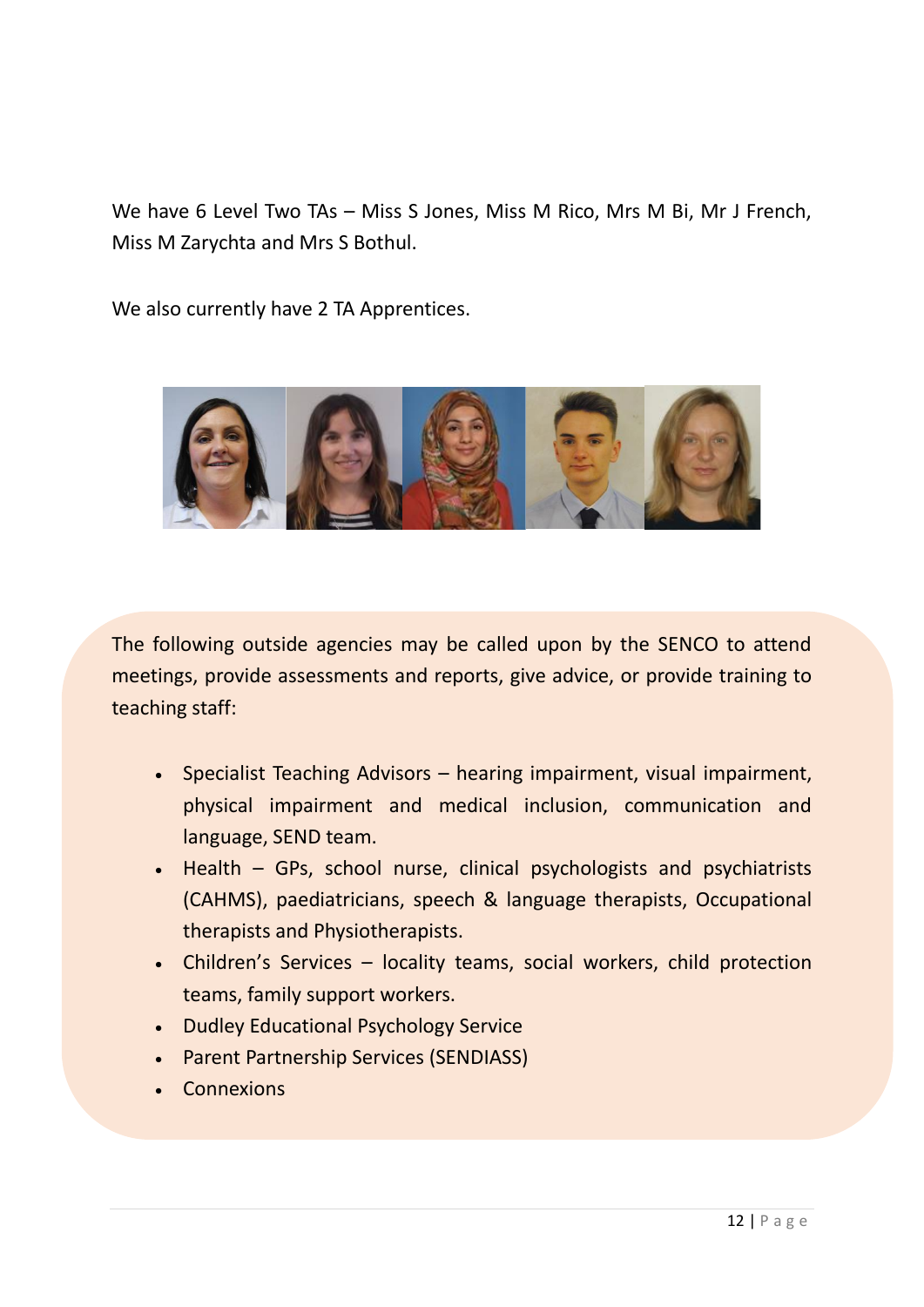We have 6 Level Two TAs – Miss S Jones, Miss M Rico, Mrs M Bi, Mr J French, Miss M Zarychta and Mrs S Bothul.

We also currently have 2 TA Apprentices.

The following outside agencies may be called upon by the SENCO to attend meetings, provide assessments and reports, give advice, or provide training to teaching staff:

- Specialist Teaching Advisors – hearing impairment, visual impairment, physical impairment and medical inclusion, communication and language, SEND team.
- Health – GPs, school nurse, clinical psychologists and psychiatrists (CAHMS), paediatricians, speech & language therapists, Occupational therapists and Physiotherapists.
- Children's Services – locality teams, social workers, child protection teams, family support workers.
- Dudley Educational Psychology Service
- Parent Partnership Services (SENDIASS)
- Connexions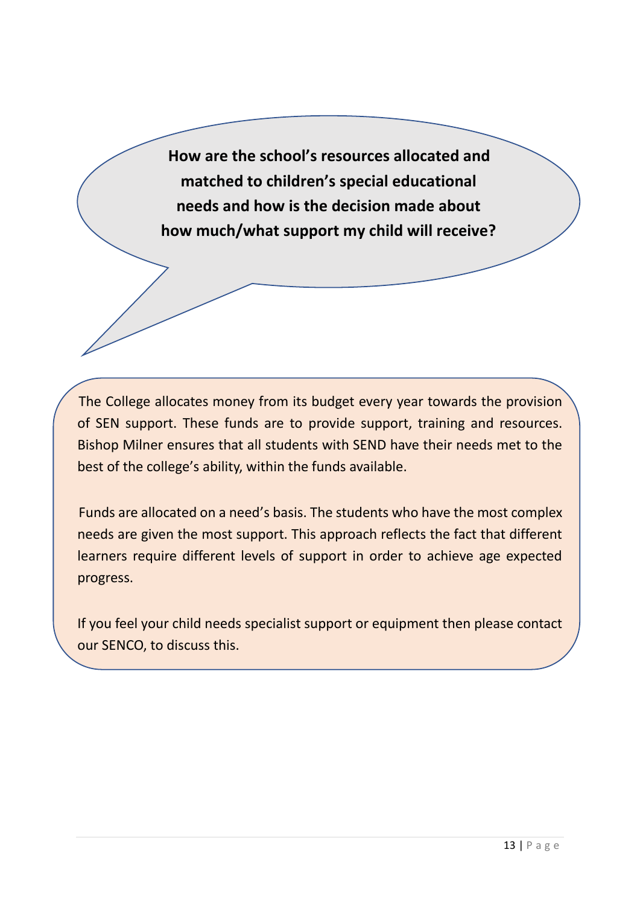## How are the school's resources allocated and matched to children's special educational needs and how is the decision made about how much/what support my child will receive?

The College allocates money from its budget every year towards the provision of SEN support. These funds are to provide support, training and resources. Bishop Milner ensures that all students with SEND have their needs met to the best of the college's ability, within the funds available.

Funds are allocated on a need's basis. The students who have the most complex needs are given the most support. This approach reflects the fact that different learners require different levels of support in order to achieve age expected progress.

If you feel your child needs specialist support or equipment then please contact our SENCO, to discuss this.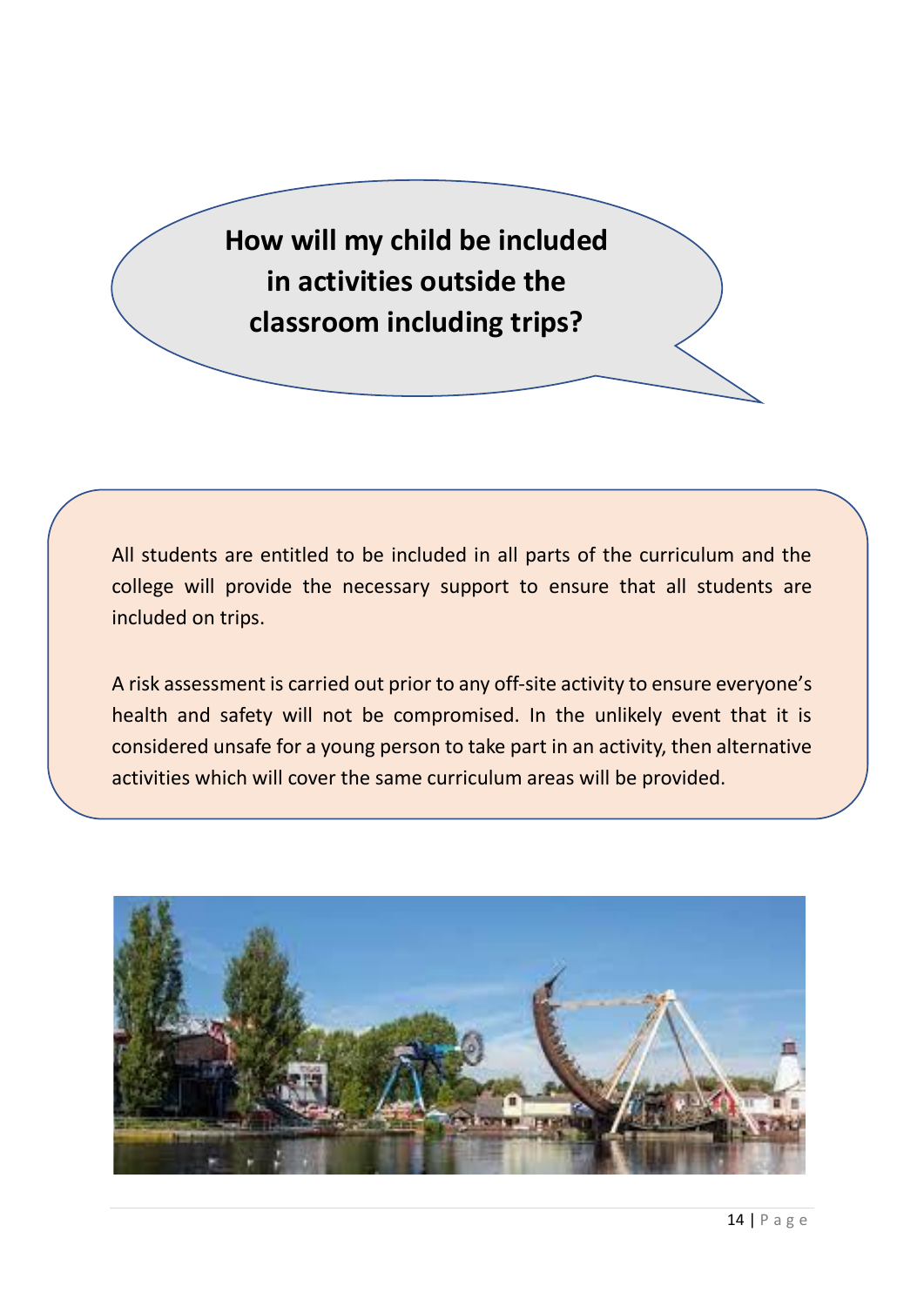## How will my child be included in activities outside the classroom including trips?

All students are entitled to be included in all parts of the curriculum and the college will provide the necessary support to ensure that all students are included on trips.

A risk assessment is carried out prior to any off-site activity to ensure everyone's health and safety will not be compromised. In the unlikely event that it is considered unsafe for a young person to take part in an activity, then alternative activities which will cover the same curriculum areas will be provided.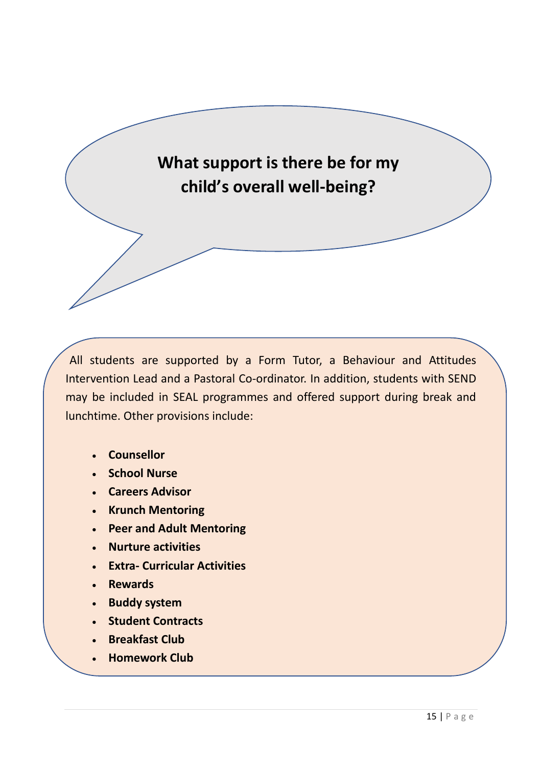## What support is there be for my child's overall well-being?

All students are supported by a Form Tutor, a Behaviour and Attitudes Intervention Lead and a Pastoral Co-ordinator. In addition, students with SEND may be included in SEAL programmes and offered support during break and lunchtime. Other provisions include:

- **Counsellor**
- **School Nurse**
- **Careers Advisor**
- **Krunch Mentoring**
- **Peer and Adult Mentoring**
- **Nurture activities**
- **Extra- Curricular Activities**
- **Rewards**
- **Buddy system**
- **Student Contracts**
- **Breakfast Club**
- **Homework Club**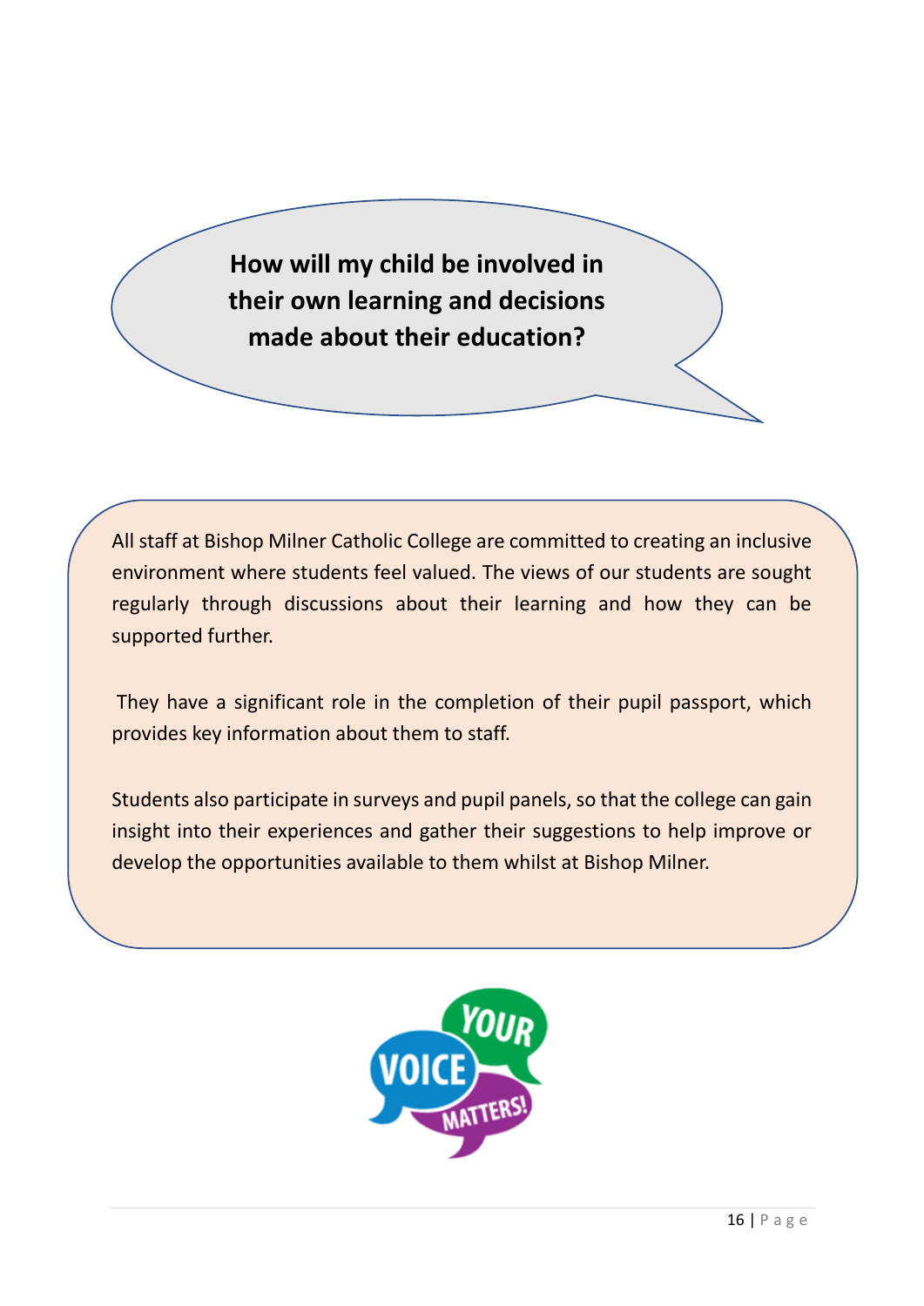## How will my child be involved in their own learning and decisions made about their education?

All staff at Bishop Milner Catholic College are committed to creating an inclusive environment where students feel valued. The views of our students are sought regularly through discussions about their learning and how they can be supported further.

They have a significant role in the completion of their pupil passport, which provides key information about them to staff.

Students also participate in surveys and pupil panels, so that the college can gain insight into their experiences and gather their suggestions to help improve or develop the opportunities available to them whilst at Bishop Milner.

YOUR VOICE MATTERS!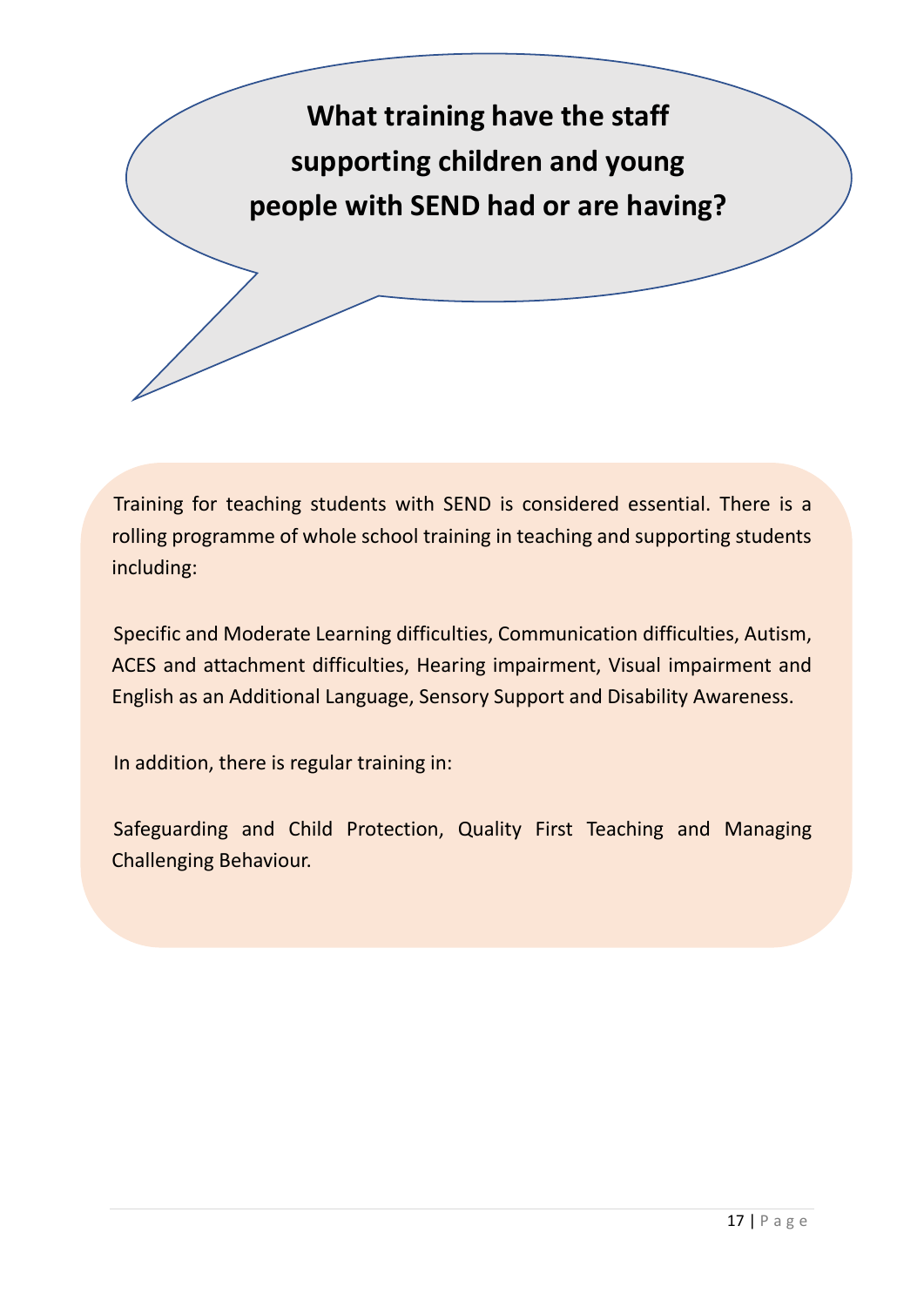## What training have the staff supporting children and young people with SEND had or are having?

Training for teaching students with SEND is considered essential. There is a rolling programme of whole school training in teaching and supporting students including:

Specific and Moderate Learning difficulties, Communication difficulties, Autism, ACES and attachment difficulties, Hearing impairment, Visual impairment and English as an Additional Language, Sensory Support and Disability Awareness.

In addition, there is regular training in:

Safeguarding and Child Protection, Quality First Teaching and Managing Challenging Behaviour.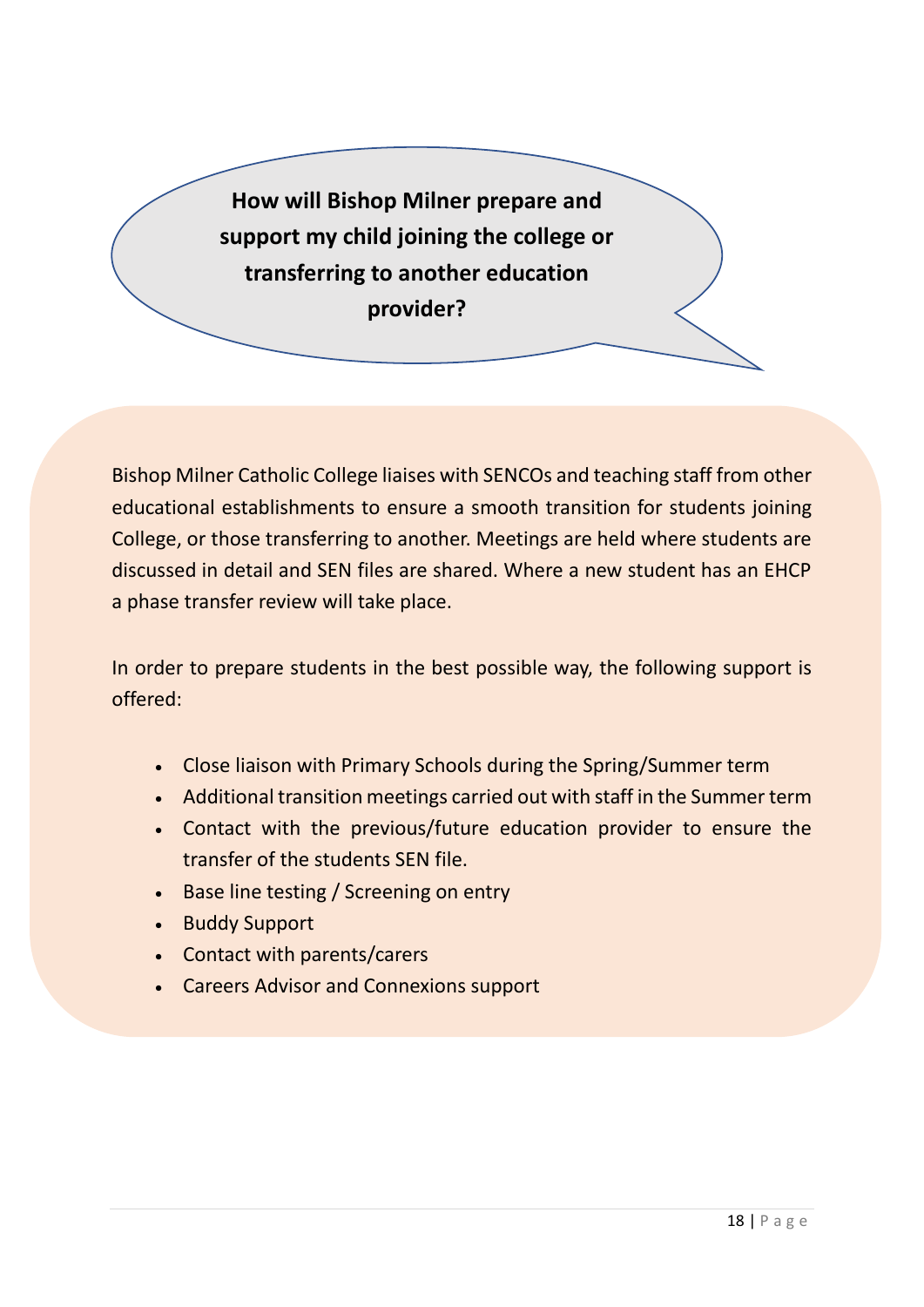## How will Bishop Milner prepare and support my child joining the college or transferring to another education provider?

Bishop Milner Catholic College liaises with SENCOs and teaching staff from other educational establishments to ensure a smooth transition for students joining College, or those transferring to another. Meetings are held where students are discussed in detail and SEN files are shared. Where a new student has an EHCP a phase transfer review will take place.

In order to prepare students in the best possible way, the following support is offered:

- Close liaison with Primary Schools during the Spring/Summer term
- Additional transition meetings carried out with staff in the Summer term
- Contact with the previous/future education provider to ensure the transfer of the students SEN file.
- Base line testing / Screening on entry
- Buddy Support
- Contact with parents/carers
- Careers Advisor and Connexions support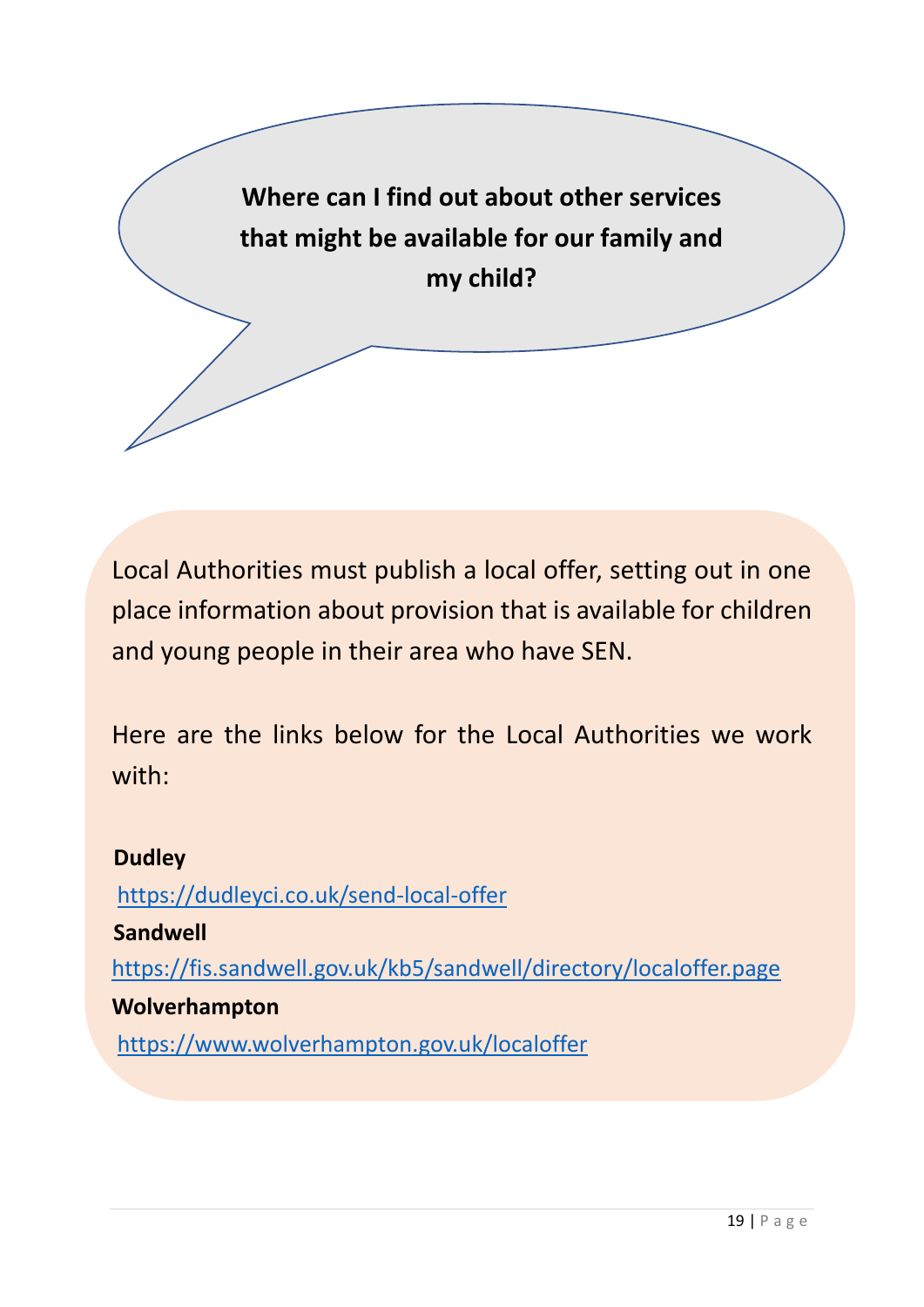**Where can I find out about other services that might be available for our family and my child?**

Local Authorities must publish a local offer, setting out in one place information about provision that is available for children and young people in their area who have SEN.

Here are the links below for the Local Authorities we work with:

**Dudley**

https://dudleyci.co.uk/send-local-offer

**Sandwell**

https://fis.sandwell.gov.uk/kb5/sandwell/directory/localoffer.page

**Wolverhampton**

https://www.wolverhampton.gov.uk/localoffer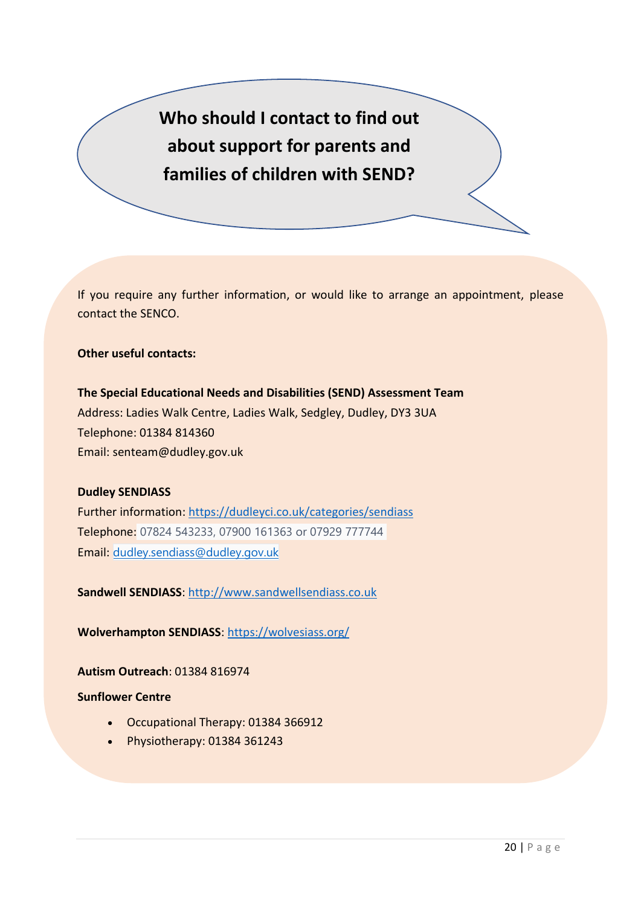# Who should I contact to find out about support for parents and families of children with SEND?

If you require any further information, or would like to arrange an appointment, please contact the SENCO.

**Other useful contacts:**

**The Special Educational Needs and Disabilities (SEND) Assessment Team**
Address: Ladies Walk Centre, Ladies Walk, Sedgley, Dudley, DY3 3UA
Telephone: 01384 814360
Email: senteam@dudley.gov.uk

**Dudley SENDIASS**
Further information: https://dudleyci.co.uk/categories/sendiass
Telephone: 07824 543233, 07900 161363 or 07929 777744
Email: dudley.sendiass@dudley.gov.uk

**Sandwell SENDIASS**: http://www.sandwellsendiass.co.uk

**Wolverhampton SENDIASS**: https://wolvesiass.org/

**Autism Outreach**: 01384 816974

**Sunflower Centre**

- Occupational Therapy: 01384 366912
- Physiotherapy: 01384 361243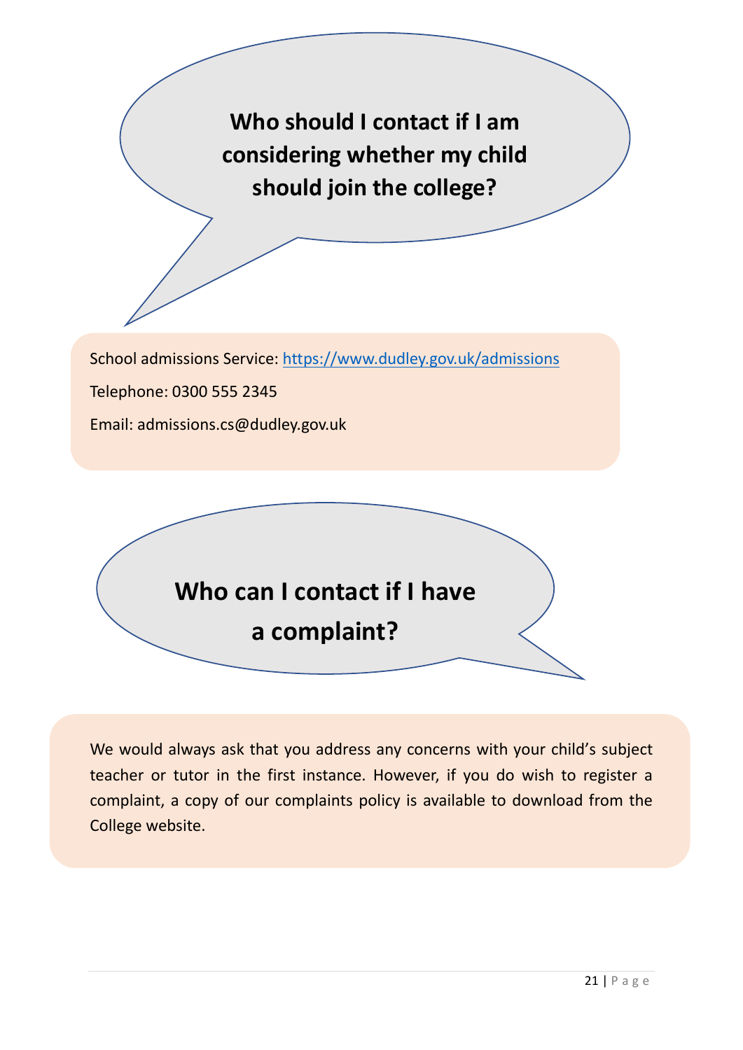## Who should I contact if I am considering whether my child should join the college?

School admissions Service: [https://www.dudley.gov.uk/admissions](https://www.dudley.gov.uk/admissions)

Telephone: 0300 555 2345

Email: admissions.cs@dudley.gov.uk

## Who can I contact if I have a complaint?

We would always ask that you address any concerns with your child's subject teacher or tutor in the first instance. However, if you do wish to register a complaint, a copy of our complaints policy is available to download from the College website.